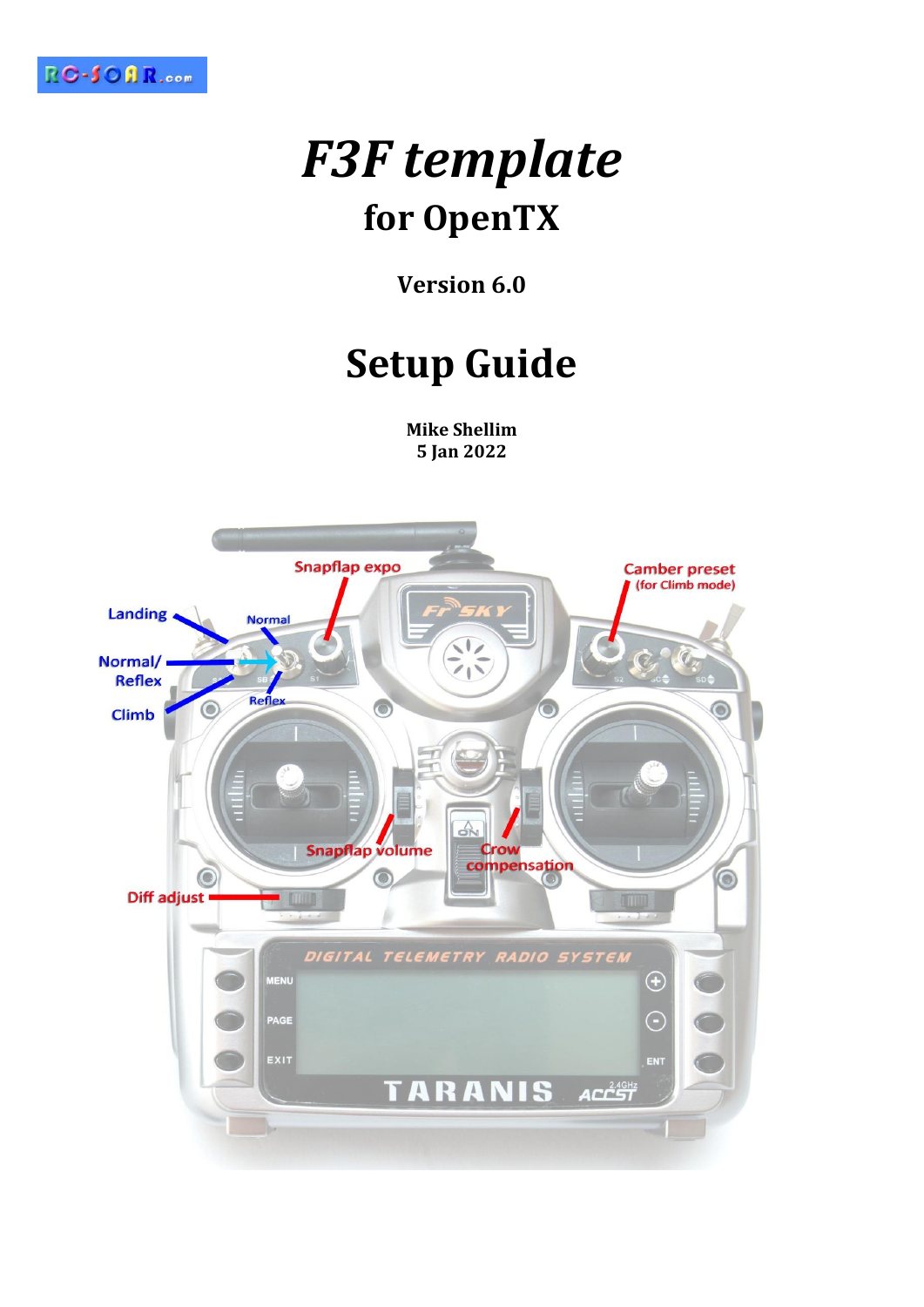RC-SOAR.com

# *F3F template*

## for OpenTX

**Version 6.0**

# Setup Guide

**Mike Shellim**
**5 Jan 2022**

Snapflap expo

Camber preset
(for Climb mode)

Landing

Normal

Normal/
Reflex

Reflex

Climb

Snapflap volume

Crow
compensation

Diff adjust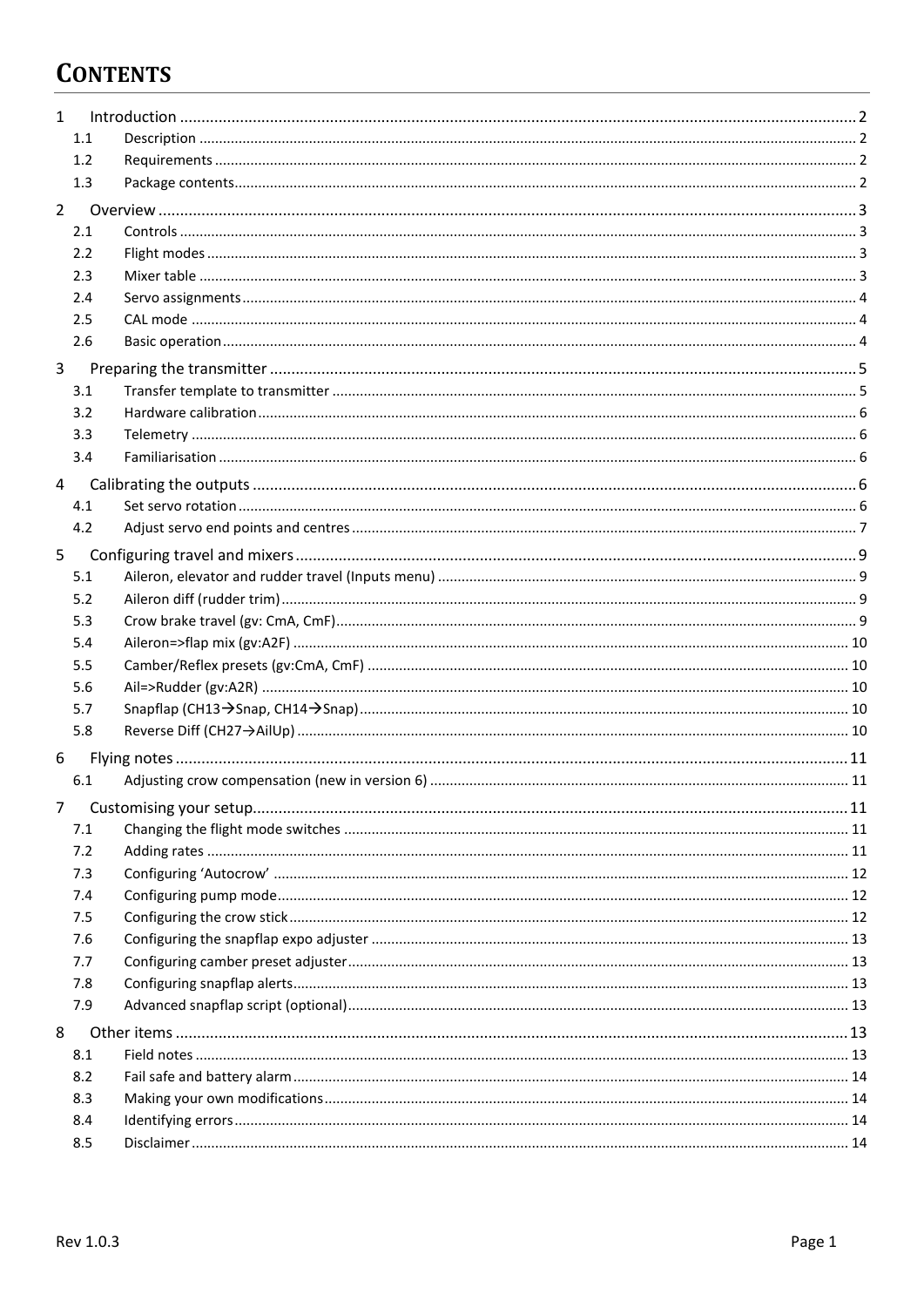# CONTENTS

1 Introduction ... 2
- 1.1 Description ... 2
- 1.2 Requirements ... 2
- 1.3 Package contents ... 2

2 Overview ... 3
- 2.1 Controls ... 3
- 2.2 Flight modes ... 3
- 2.3 Mixer table ... 3
- 2.4 Servo assignments ... 4
- 2.5 CAL mode ... 4
- 2.6 Basic operation ... 4

3 Preparing the transmitter ... 5
- 3.1 Transfer template to transmitter ... 5
- 3.2 Hardware calibration ... 6
- 3.3 Telemetry ... 6
- 3.4 Familiarisation ... 6

4 Calibrating the outputs ... 6
- 4.1 Set servo rotation ... 6
- 4.2 Adjust servo end points and centres ... 7

5 Configuring travel and mixers ... 9
- 5.1 Aileron, elevator and rudder travel (Inputs menu) ... 9
- 5.2 Aileron diff (rudder trim) ... 9
- 5.3 Crow brake travel (gv: CmA, CmF) ... 9
- 5.4 Aileron=>flap mix (gv:A2F) ... 10
- 5.5 Camber/Reflex presets (gv:CmA, CmF) ... 10
- 5.6 Ail=>Rudder (gv:A2R) ... 10
- 5.7 Snapflap (CH13→Snap, CH14→Snap) ... 10
- 5.8 Reverse Diff (CH27→AilUp) ... 10

6 Flying notes ... 11
- 6.1 Adjusting crow compensation (new in version 6) ... 11

7 Customising your setup ... 11
- 7.1 Changing the flight mode switches ... 11
- 7.2 Adding rates ... 11
- 7.3 Configuring 'Autocrow' ... 12
- 7.4 Configuring pump mode ... 12
- 7.5 Configuring the crow stick ... 12
- 7.6 Configuring the snapflap expo adjuster ... 13
- 7.7 Configuring camber preset adjuster ... 13
- 7.8 Configuring snapflap alerts ... 13
- 7.9 Advanced snapflap script (optional) ... 13

8 Other items ... 13
- 8.1 Field notes ... 13
- 8.2 Fail safe and battery alarm ... 14
- 8.3 Making your own modifications ... 14
- 8.4 Identifying errors ... 14
- 8.5 Disclaimer ... 14

Rev 1.0.3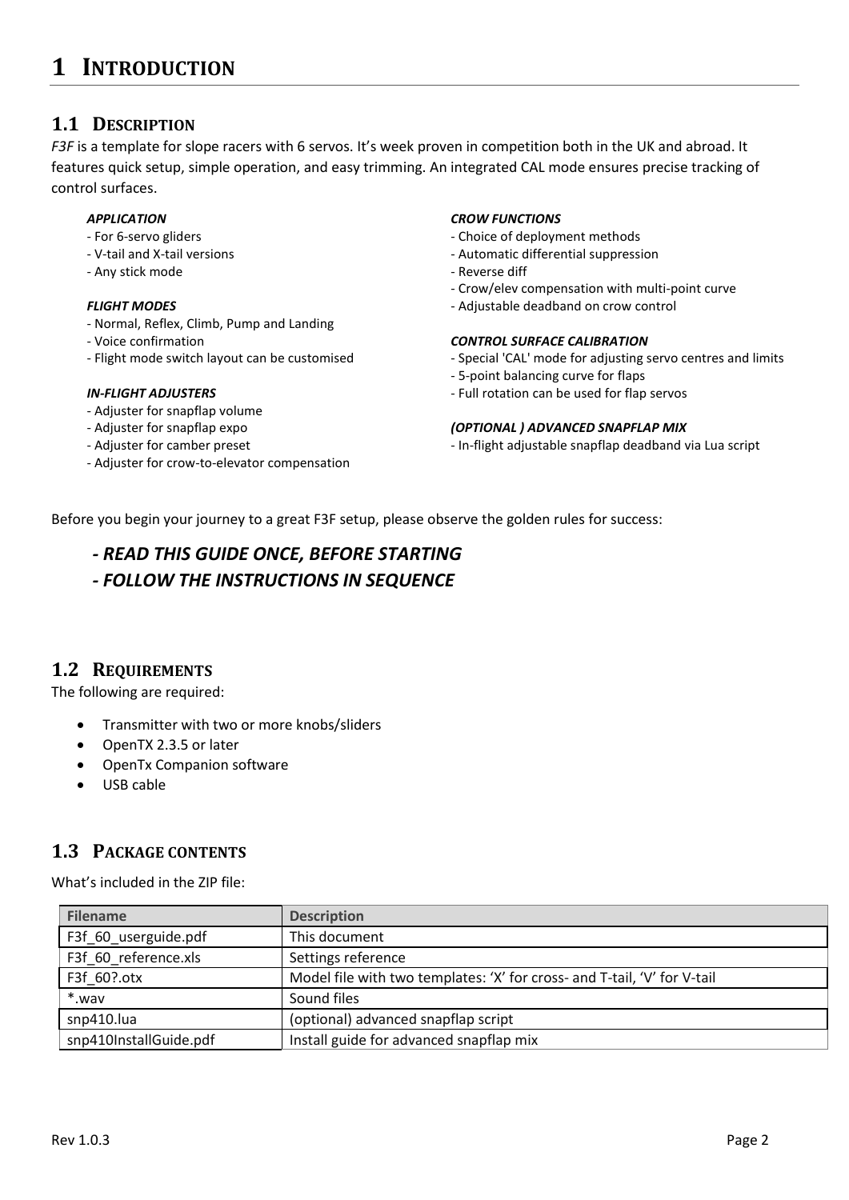# 1 INTRODUCTION

## 1.1 DESCRIPTION

*F3F* is a template for slope racers with 6 servos. It's week proven in competition both in the UK and abroad. It features quick setup, simple operation, and easy trimming. An integrated CAL mode ensures precise tracking of control surfaces.

***APPLICATION***
- For 6-servo gliders
- V-tail and X-tail versions
- Any stick mode

***FLIGHT MODES***
- Normal, Reflex, Climb, Pump and Landing
- Voice confirmation
- Flight mode switch layout can be customised

***IN-FLIGHT ADJUSTERS***
- Adjuster for snapflap volume
- Adjuster for snapflap expo
- Adjuster for camber preset
- Adjuster for crow-to-elevator compensation

***CROW FUNCTIONS***
- Choice of deployment methods
- Automatic differential suppression
- Reverse diff
- Crow/elev compensation with multi-point curve
- Adjustable deadband on crow control

***CONTROL SURFACE CALIBRATION***
- Special 'CAL' mode for adjusting servo centres and limits
- 5-point balancing curve for flaps
- Full rotation can be used for flap servos

***(OPTIONAL ) ADVANCED SNAPFLAP MIX***
- In-flight adjustable snapflap deadband via Lua script

Before you begin your journey to a great F3F setup, please observe the golden rules for success:

***- READ THIS GUIDE ONCE, BEFORE STARTING***
***- FOLLOW THE INSTRUCTIONS IN SEQUENCE***

## 1.2 REQUIREMENTS

The following are required:

- Transmitter with two or more knobs/sliders
- OpenTX 2.3.5 or later
- OpenTx Companion software
- USB cable

## 1.3 PACKAGE CONTENTS

What's included in the ZIP file:

| Filename | Description |
|---|---|
| F3f_60_userguide.pdf | This document |
| F3f_60_reference.xls | Settings reference |
| F3f_60?.otx | Model file with two templates: 'X' for cross- and T-tail, 'V' for V-tail |
| *.wav | Sound files |
| snp410.lua | (optional) advanced snapflap script |
| snp410InstallGuide.pdf | Install guide for advanced snapflap mix |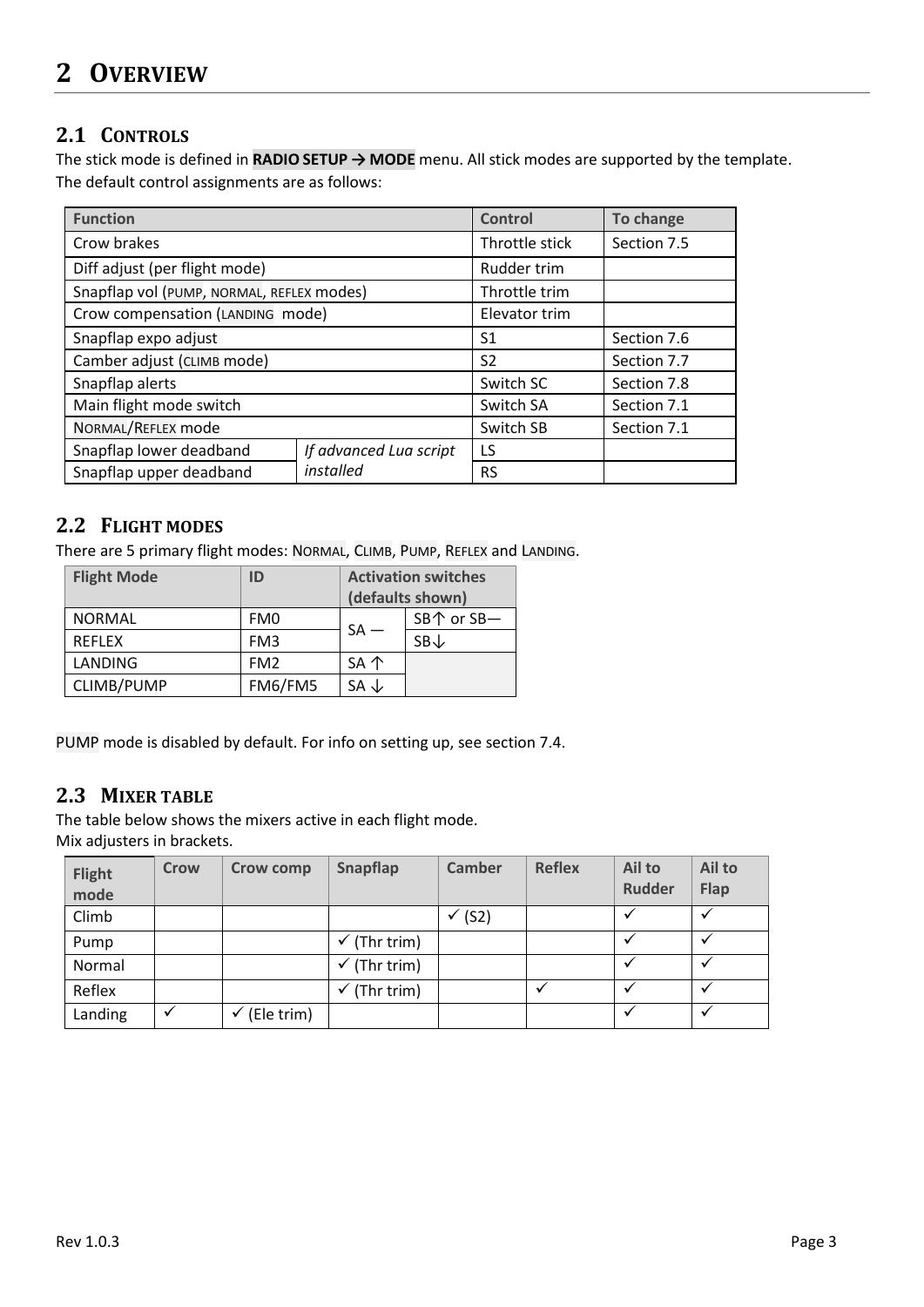# 2 OVERVIEW

## 2.1 CONTROLS

The stick mode is defined in **RADIO SETUP → MODE** menu. All stick modes are supported by the template.
The default control assignments are as follows:

| Function | | Control | To change |
|---|---|---|---|
| Crow brakes | | Throttle stick | Section 7.5 |
| Diff adjust (per flight mode) | | Rudder trim | |
| Snapflap vol (PUMP, NORMAL, REFLEX modes) | | Throttle trim | |
| Crow compensation (LANDING mode) | | Elevator trim | |
| Snapflap expo adjust | | S1 | Section 7.6 |
| Camber adjust (CLIMB mode) | | S2 | Section 7.7 |
| Snapflap alerts | | Switch SC | Section 7.8 |
| Main flight mode switch | | Switch SA | Section 7.1 |
| NORMAL/REFLEX mode | | Switch SB | Section 7.1 |
| Snapflap lower deadband | *If advanced Lua script installed* | LS | |
| Snapflap upper deadband | | RS | |

## 2.2 FLIGHT MODES

There are 5 primary flight modes: NORMAL, CLIMB, PUMP, REFLEX and LANDING.

| Flight Mode | ID | Activation switches (defaults shown) | |
|---|---|---|---|
| NORMAL | FM0 | SA — | SB↑ or SB— |
| REFLEX | FM3 | | SB↓ |
| LANDING | FM2 | SA ↑ | |
| CLIMB/PUMP | FM6/FM5 | SA ↓ | |

PUMP mode is disabled by default. For info on setting up, see section 7.4.

## 2.3 MIXER TABLE

The table below shows the mixers active in each flight mode.
Mix adjusters in brackets.

| Flight mode | Crow | Crow comp | Snapflap | Camber | Reflex | Ail to Rudder | Ail to Flap |
|---|---|---|---|---|---|---|---|
| Climb | | | | ✓ (S2) | | ✓ | ✓ |
| Pump | | | ✓ (Thr trim) | | | ✓ | ✓ |
| Normal | | | ✓ (Thr trim) | | | ✓ | ✓ |
| Reflex | | | ✓ (Thr trim) | | ✓ | ✓ | ✓ |
| Landing | ✓ | ✓ (Ele trim) | | | | ✓ | ✓ |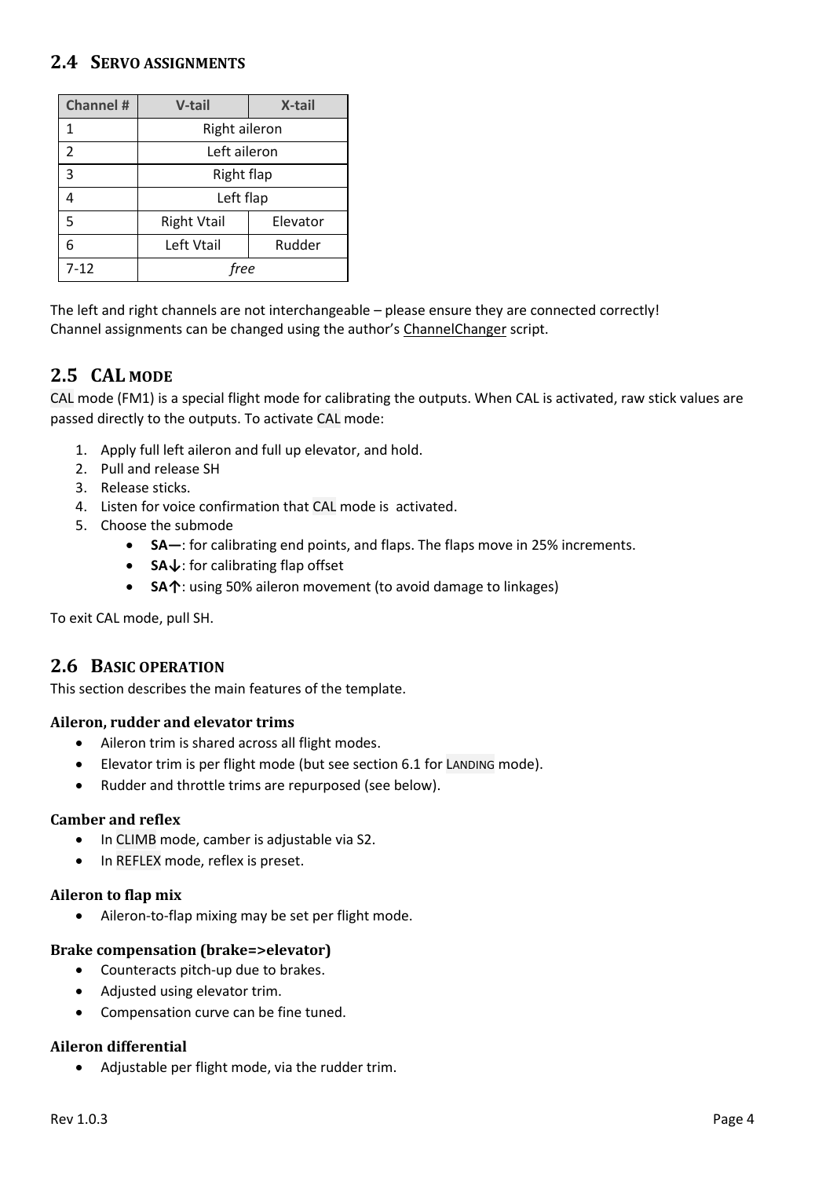## 2.4 SERVO ASSIGNMENTS

| Channel # | V-tail | X-tail |
|---|---|---|
| 1 | Right aileron | |
| 2 | Left aileron | |
| 3 | Right flap | |
| 4 | Left flap | |
| 5 | Right Vtail | Elevator |
| 6 | Left Vtail | Rudder |
| 7-12 | *free* | |

The left and right channels are not interchangeable – please ensure they are connected correctly!
Channel assignments can be changed using the author's ChannelChanger script.

## 2.5 CAL MODE

CAL mode (FM1) is a special flight mode for calibrating the outputs. When CAL is activated, raw stick values are passed directly to the outputs. To activate CAL mode:

1. Apply full left aileron and full up elevator, and hold.
2. Pull and release SH
3. Release sticks.
4. Listen for voice confirmation that CAL mode is activated.
5. Choose the submode
   - **SA—**: for calibrating end points, and flaps. The flaps move in 25% increments.
   - **SA↓**: for calibrating flap offset
   - **SA↑**: using 50% aileron movement (to avoid damage to linkages)

To exit CAL mode, pull SH.

## 2.6 BASIC OPERATION

This section describes the main features of the template.

#### Aileron, rudder and elevator trims

- Aileron trim is shared across all flight modes.
- Elevator trim is per flight mode (but see section 6.1 for LANDING mode).
- Rudder and throttle trims are repurposed (see below).

#### Camber and reflex

- In CLIMB mode, camber is adjustable via S2.
- In REFLEX mode, reflex is preset.

#### Aileron to flap mix

- Aileron-to-flap mixing may be set per flight mode.

#### Brake compensation (brake=>elevator)

- Counteracts pitch-up due to brakes.
- Adjusted using elevator trim.
- Compensation curve can be fine tuned.

#### Aileron differential

- Adjustable per flight mode, via the rudder trim.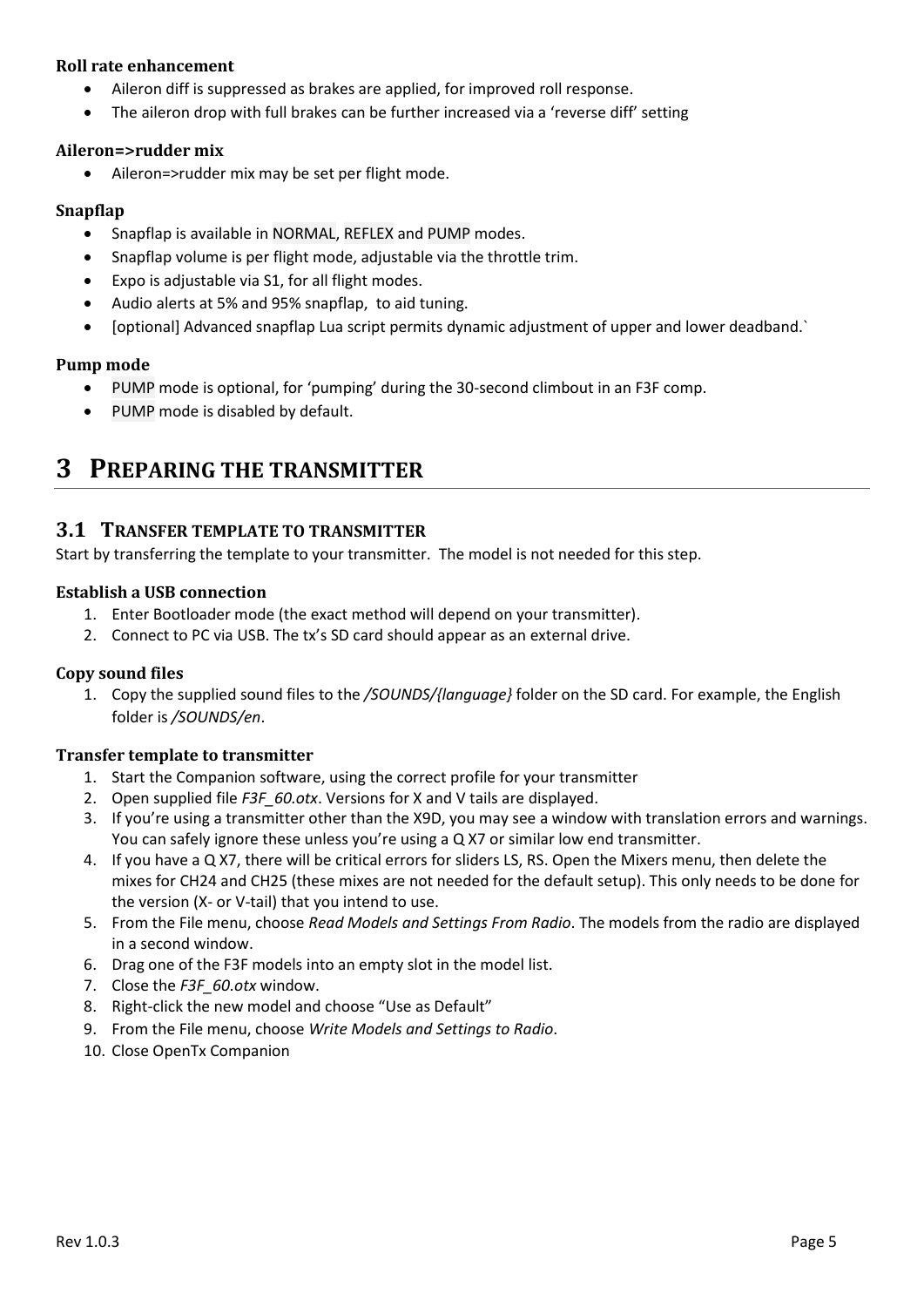**Roll rate enhancement**

- Aileron diff is suppressed as brakes are applied, for improved roll response.
- The aileron drop with full brakes can be further increased via a 'reverse diff' setting

**Aileron=>rudder mix**

- Aileron=>rudder mix may be set per flight mode.

**Snapflap**

- Snapflap is available in NORMAL, REFLEX and PUMP modes.
- Snapflap volume is per flight mode, adjustable via the throttle trim.
- Expo is adjustable via S1, for all flight modes.
- Audio alerts at 5% and 95% snapflap, to aid tuning.
- [optional] Advanced snapflap Lua script permits dynamic adjustment of upper and lower deadband.`

**Pump mode**

- PUMP mode is optional, for 'pumping' during the 30-second climbout in an F3F comp.
- PUMP mode is disabled by default.

# 3 PREPARING THE TRANSMITTER

## 3.1 TRANSFER TEMPLATE TO TRANSMITTER

Start by transferring the template to your transmitter. The model is not needed for this step.

**Establish a USB connection**

1. Enter Bootloader mode (the exact method will depend on your transmitter).
2. Connect to PC via USB. The tx's SD card should appear as an external drive.

**Copy sound files**

1. Copy the supplied sound files to the */SOUNDS/{language}* folder on the SD card. For example, the English folder is */SOUNDS/en*.

**Transfer template to transmitter**

1. Start the Companion software, using the correct profile for your transmitter
2. Open supplied file *F3F_60.otx*. Versions for X and V tails are displayed.
3. If you're using a transmitter other than the X9D, you may see a window with translation errors and warnings. You can safely ignore these unless you're using a Q X7 or similar low end transmitter.
4. If you have a Q X7, there will be critical errors for sliders LS, RS. Open the Mixers menu, then delete the mixes for CH24 and CH25 (these mixes are not needed for the default setup). This only needs to be done for the version (X- or V-tail) that you intend to use.
5. From the File menu, choose *Read Models and Settings From Radio*. The models from the radio are displayed in a second window.
6. Drag one of the F3F models into an empty slot in the model list.
7. Close the *F3F_60.otx* window.
8. Right-click the new model and choose "Use as Default"
9. From the File menu, choose *Write Models and Settings to Radio*.
10. Close OpenTx Companion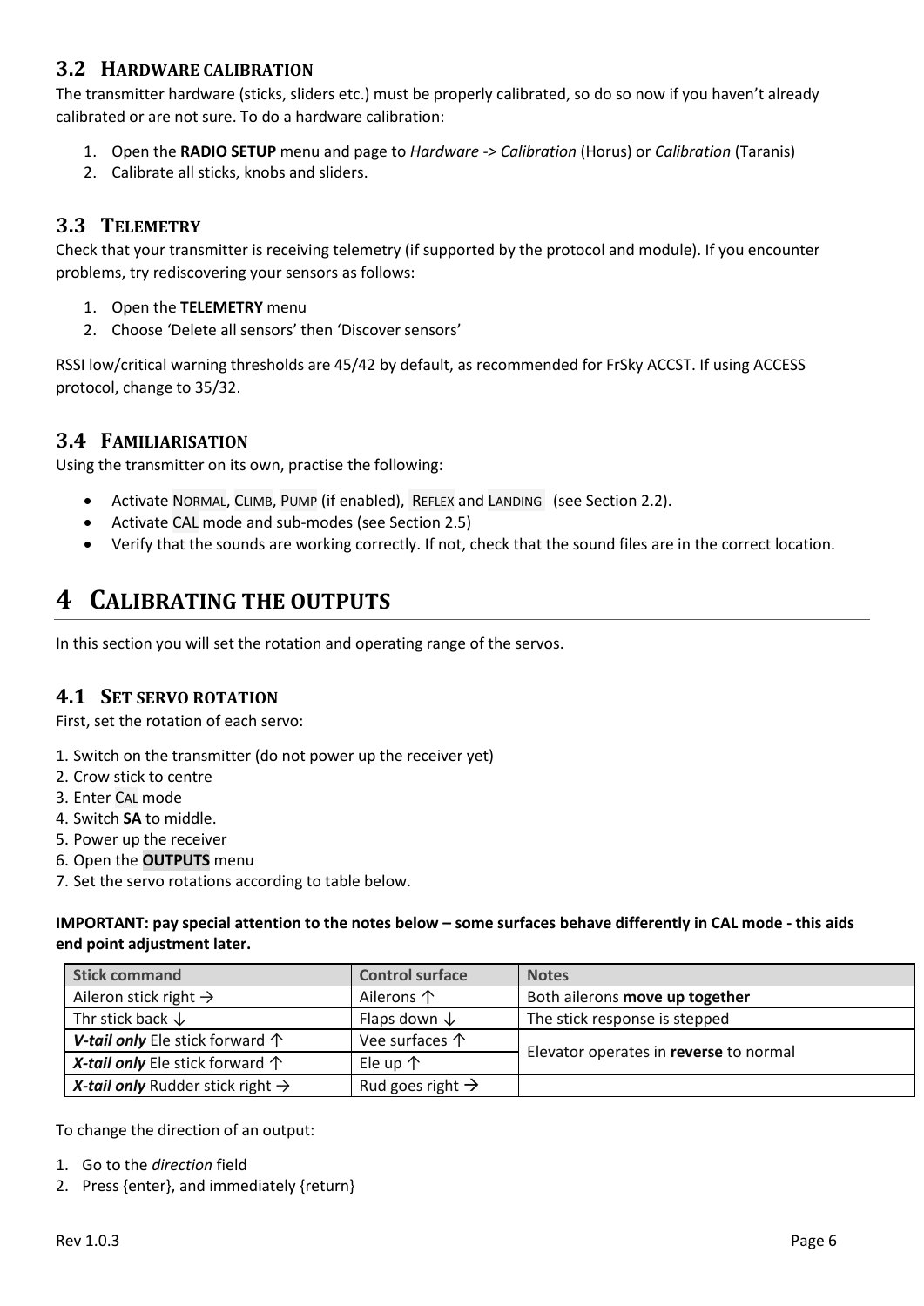### 3.2 HARDWARE CALIBRATION

The transmitter hardware (sticks, sliders etc.) must be properly calibrated, so do so now if you haven't already calibrated or are not sure. To do a hardware calibration:

1. Open the **RADIO SETUP** menu and page to *Hardware -> Calibration* (Horus) or *Calibration* (Taranis)
2. Calibrate all sticks, knobs and sliders.

### 3.3 TELEMETRY

Check that your transmitter is receiving telemetry (if supported by the protocol and module). If you encounter problems, try rediscovering your sensors as follows:

1. Open the **TELEMETRY** menu
2. Choose 'Delete all sensors' then 'Discover sensors'

RSSI low/critical warning thresholds are 45/42 by default, as recommended for FrSky ACCST. If using ACCESS protocol, change to 35/32.

### 3.4 FAMILIARISATION

Using the transmitter on its own, practise the following:

- Activate NORMAL, CLIMB, PUMP (if enabled), REFLEX and LANDING (see Section 2.2).
- Activate CAL mode and sub-modes (see Section 2.5)
- Verify that the sounds are working correctly. If not, check that the sound files are in the correct location.

# 4 CALIBRATING THE OUTPUTS

In this section you will set the rotation and operating range of the servos.

## 4.1 SET SERVO ROTATION

First, set the rotation of each servo:

1. Switch on the transmitter (do not power up the receiver yet)
2. Crow stick to centre
3. Enter CAL mode
4. Switch **SA** to middle.
5. Power up the receiver
6. Open the **OUTPUTS** menu
7. Set the servo rotations according to table below.

**IMPORTANT: pay special attention to the notes below – some surfaces behave differently in CAL mode - this aids end point adjustment later.**

| Stick command | Control surface | Notes |
|---|---|---|
| Aileron stick right → | Ailerons ↑ | Both ailerons **move up together** |
| Thr stick back ↓ | Flaps down ↓ | The stick response is stepped |
| ***V-tail only*** Ele stick forward ↑ | Vee surfaces ↑ | Elevator operates in **reverse** to normal |
| ***X-tail only*** Ele stick forward ↑ | Ele up ↑ | |
| ***X-tail only*** Rudder stick right → | Rud goes right → | |

To change the direction of an output:

1. Go to the *direction* field
2. Press {enter}, and immediately {return}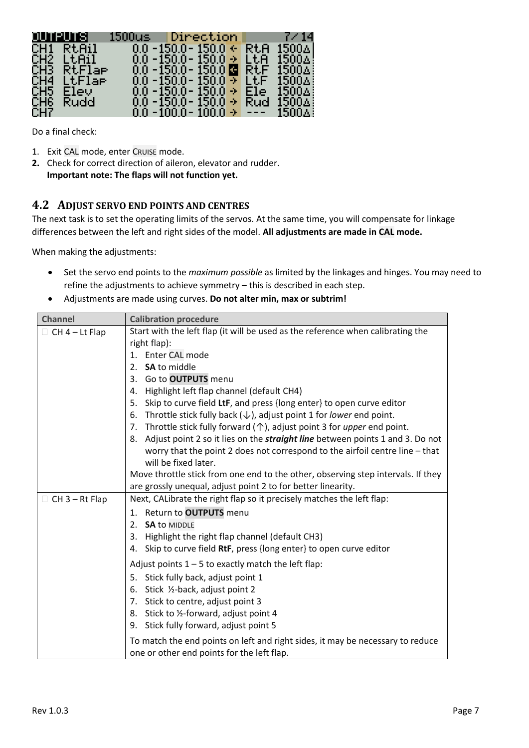```
OUTPUTS   1500us   Direction          7/14
CH1 RtAil    0.0 -150.0- 150.0 ←  RtA  1500∆
CH2 LtAil    0.0 -150.0- 150.0 →  LtA  1500∆
CH3 RtFlap   0.0 -150.0- 150.0 ←  RtF  1500∆
CH4 LtFlap   0.0 -150.0- 150.0 →  LtF  1500∆
CH5 Elev     0.0 -150.0- 150.0 →  Ele  1500∆
CH6 Rudd     0.0 -150.0- 150.0 →  Rud  1500∆
CH7          0.0 -100.0- 100.0 →  ---  1500∆
```

Do a final check:

1. Exit CAL mode, enter CRUISE mode.
2. Check for correct direction of aileron, elevator and rudder.
   **Important note: The flaps will not function yet.**

## 4.2 Adjust servo end points and centres

The next task is to set the operating limits of the servos. At the same time, you will compensate for linkage differences between the left and right sides of the model. **All adjustments are made in CAL mode.**

When making the adjustments:

- Set the servo end points to the *maximum possible* as limited by the linkages and hinges. You may need to refine the adjustments to achieve symmetry – this is described in each step.
- Adjustments are made using curves. **Do not alter min, max or subtrim!**

| Channel | Calibration procedure |
| --- | --- |
| ☐ CH 4 – Lt Flap | Start with the left flap (it will be used as the reference when calibrating the right flap):<br>1. Enter CAL mode<br>2. **SA** to middle<br>3. Go to **OUTPUTS** menu<br>4. Highlight left flap channel (default CH4)<br>5. Skip to curve field **LtF**, and press {long enter} to open curve editor<br>6. Throttle stick fully back (↓), adjust point 1 for *lower* end point.<br>7. Throttle stick fully forward (↑), adjust point 3 for *upper* end point.<br>8. Adjust point 2 so it lies on the ***straight line*** between points 1 and 3. Do not worry that the point 2 does not correspond to the airfoil centre line – that will be fixed later.<br>Move throttle stick from one end to the other, observing step intervals. If they are grossly unequal, adjust point 2 to for better linearity. |
| ☐ CH 3 – Rt Flap | Next, CALibrate the right flap so it precisely matches the left flap:<br>1. Return to **OUTPUTS** menu<br>2. **SA** to MIDDLE<br>3. Highlight the right flap channel (default CH3)<br>4. Skip to curve field **RtF**, press {long enter} to open curve editor<br>Adjust points 1 – 5 to exactly match the left flap:<br>5. Stick fully back, adjust point 1<br>6. Stick ½-back, adjust point 2<br>7. Stick to centre, adjust point 3<br>8. Stick to ½-forward, adjust point 4<br>9. Stick fully forward, adjust point 5<br>To match the end points on left and right sides, it may be necessary to reduce one or other end points for the left flap. |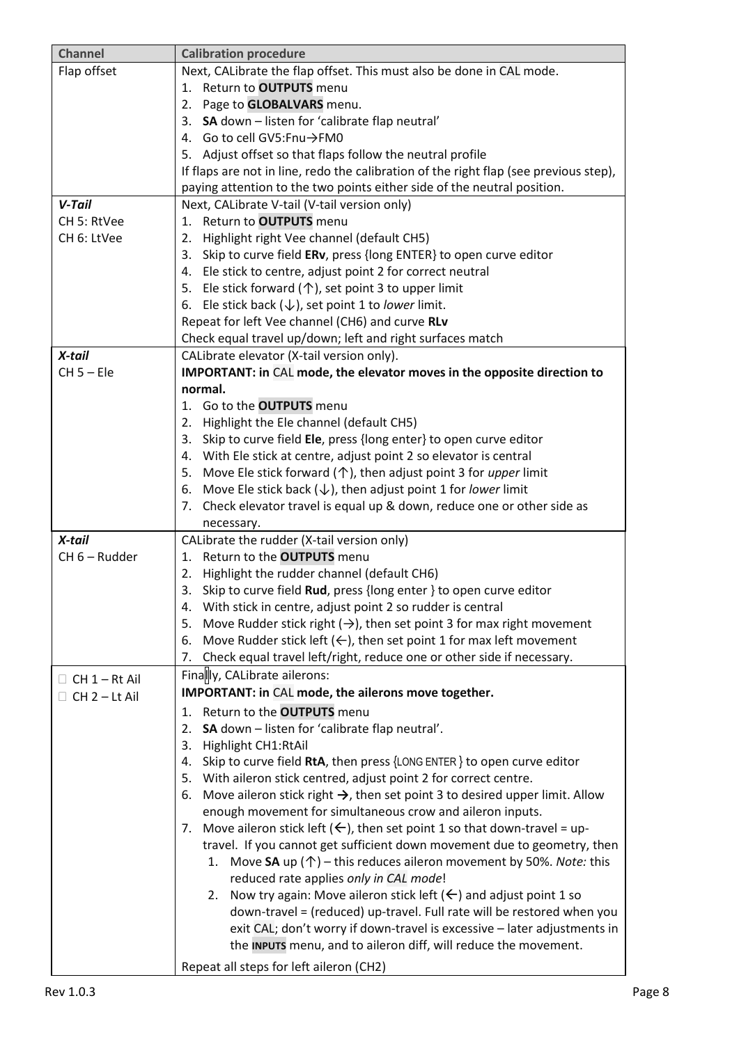| Channel | Calibration procedure |
|---|---|
| Flap offset | Next, CALibrate the flap offset. This must also be done in CAL mode.<br>1. Return to **OUTPUTS** menu<br>2. Page to **GLOBALVARS** menu.<br>3. **SA** down – listen for 'calibrate flap neutral'<br>4. Go to cell GV5:Fnu→FM0<br>5. Adjust offset so that flaps follow the neutral profile<br>If flaps are not in line, redo the calibration of the right flap (see previous step), paying attention to the two points either side of the neutral position. |
| ***V-Tail***<br>CH 5: RtVee<br>CH 6: LtVee | Next, CALibrate V-tail (V-tail version only)<br>1. Return to **OUTPUTS** menu<br>2. Highlight right Vee channel (default CH5)<br>3. Skip to curve field **ERv**, press {long ENTER} to open curve editor<br>4. Ele stick to centre, adjust point 2 for correct neutral<br>5. Ele stick forward (↑), set point 3 to upper limit<br>6. Ele stick back (↓), set point 1 to *lower* limit.<br>Repeat for left Vee channel (CH6) and curve **RLv**<br>Check equal travel up/down; left and right surfaces match |
| ***X-tail***<br>CH 5 – Ele | CALibrate elevator (X-tail version only).<br>**IMPORTANT: in CAL mode, the elevator moves in the opposite direction to normal.**<br>1. Go to the **OUTPUTS** menu<br>2. Highlight the Ele channel (default CH5)<br>3. Skip to curve field **Ele**, press {long enter} to open curve editor<br>4. With Ele stick at centre, adjust point 2 so elevator is central<br>5. Move Ele stick forward (↑), then adjust point 3 for *upper* limit<br>6. Move Ele stick back (↓), then adjust point 1 for *lower* limit<br>7. Check elevator travel is equal up & down, reduce one or other side as necessary. |
| ***X-tail***<br>CH 6 – Rudder | CALibrate the rudder (X-tail version only)<br>1. Return to the **OUTPUTS** menu<br>2. Highlight the rudder channel (default CH6)<br>3. Skip to curve field **Rud**, press {long enter } to open curve editor<br>4. With stick in centre, adjust point 2 so rudder is central<br>5. Move Rudder stick right (→), then set point 3 for max right movement<br>6. Move Rudder stick left (←), then set point 1 for max left movement<br>7. Check equal travel left/right, reduce one or other side if necessary. |
| CH 1 – Rt Ail<br>CH 2 – Lt Ail | Finally, CALibrate ailerons:<br>**IMPORTANT: in CAL mode, the ailerons move together.**<br>1. Return to the **OUTPUTS** menu<br>2. **SA** down – listen for 'calibrate flap neutral'.<br>3. Highlight CH1:RtAil<br>4. Skip to curve field **RtA**, then press {LONG ENTER } to open curve editor<br>5. With aileron stick centred, adjust point 2 for correct centre.<br>6. Move aileron stick right →, then set point 3 to desired upper limit. Allow enough movement for simultaneous crow and aileron inputs.<br>7. Move aileron stick left (←), then set point 1 so that down-travel = up-travel. If you cannot get sufficient down movement due to geometry, then<br>&nbsp;&nbsp;&nbsp;1. Move **SA** up (↑) – this reduces aileron movement by 50%. *Note:* this reduced rate applies *only in CAL mode*!<br>&nbsp;&nbsp;&nbsp;2. Now try again: Move aileron stick left (←) and adjust point 1 so down-travel = (reduced) up-travel. Full rate will be restored when you exit CAL; don't worry if down-travel is excessive – later adjustments in the **INPUTS** menu, and to aileron diff, will reduce the movement.<br>Repeat all steps for left aileron (CH2) |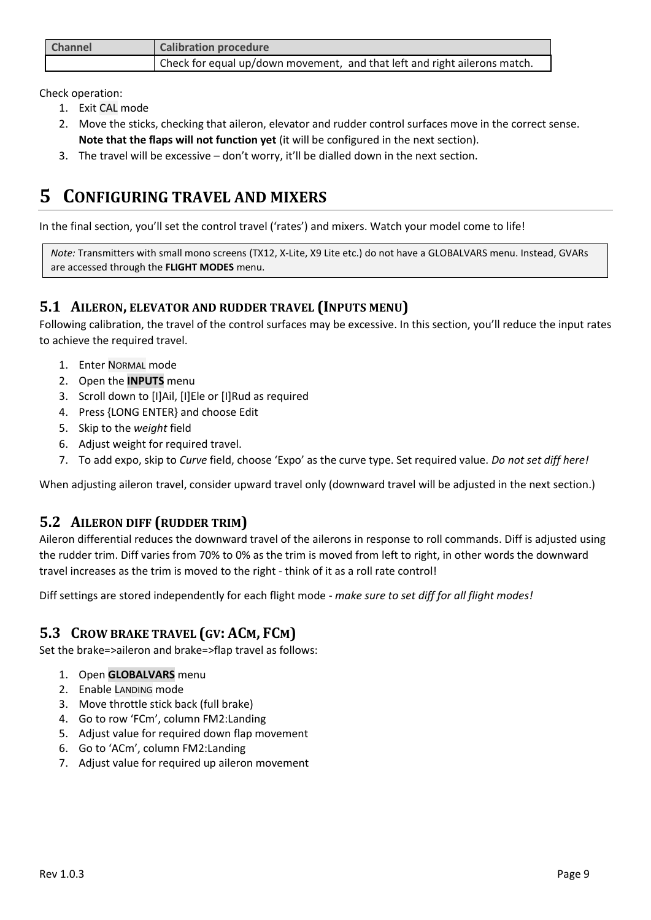| Channel | Calibration procedure |
|---|---|
| | Check for equal up/down movement, and that left and right ailerons match. |

Check operation:

1. Exit CAL mode
2. Move the sticks, checking that aileron, elevator and rudder control surfaces move in the correct sense. **Note that the flaps will not function yet** (it will be configured in the next section).
3. The travel will be excessive – don't worry, it'll be dialled down in the next section.

# 5 Configuring Travel and Mixers

In the final section, you'll set the control travel ('rates') and mixers. Watch your model come to life!

*Note:* Transmitters with small mono screens (TX12, X-Lite, X9 Lite etc.) do not have a GLOBALVARS menu. Instead, GVARs are accessed through the **FLIGHT MODES** menu.

## 5.1 Aileron, elevator and rudder travel (Inputs menu)

Following calibration, the travel of the control surfaces may be excessive. In this section, you'll reduce the input rates to achieve the required travel.

1. Enter NORMAL mode
2. Open the **INPUTS** menu
3. Scroll down to [I]Ail, [I]Ele or [I]Rud as required
4. Press {LONG ENTER} and choose Edit
5. Skip to the *weight* field
6. Adjust weight for required travel.
7. To add expo, skip to *Curve* field, choose 'Expo' as the curve type. Set required value. *Do not set diff here!*

When adjusting aileron travel, consider upward travel only (downward travel will be adjusted in the next section.)

## 5.2 Aileron diff (rudder trim)

Aileron differential reduces the downward travel of the ailerons in response to roll commands. Diff is adjusted using the rudder trim. Diff varies from 70% to 0% as the trim is moved from left to right, in other words the downward travel increases as the trim is moved to the right - think of it as a roll rate control!

Diff settings are stored independently for each flight mode - *make sure to set diff for all flight modes!*

## 5.3 Crow brake travel (GV: ACm, FCm)

Set the brake=>aileron and brake=>flap travel as follows:

1. Open **GLOBALVARS** menu
2. Enable LANDING mode
3. Move throttle stick back (full brake)
4. Go to row 'FCm', column FM2:Landing
5. Adjust value for required down flap movement
6. Go to 'ACm', column FM2:Landing
7. Adjust value for required up aileron movement

Rev 1.0.3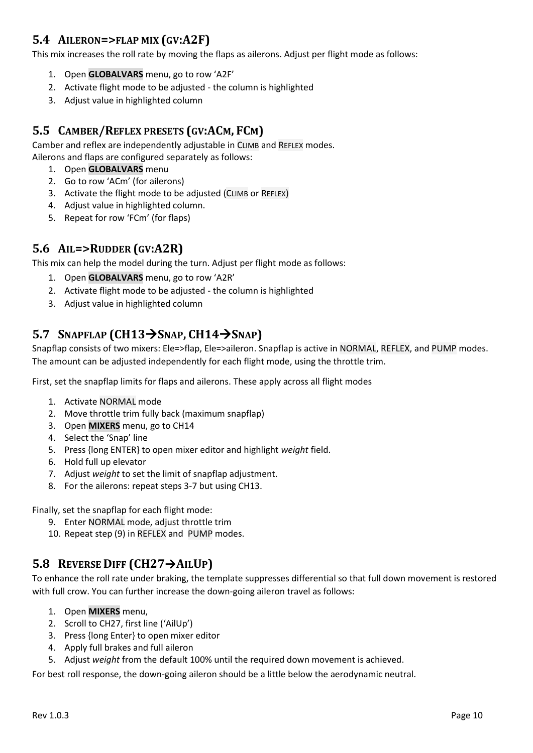## 5.4 AILERON=>FLAP MIX (GV:A2F)

This mix increases the roll rate by moving the flaps as ailerons. Adjust per flight mode as follows:

1. Open **GLOBALVARS** menu, go to row 'A2F'
2. Activate flight mode to be adjusted - the column is highlighted
3. Adjust value in highlighted column

## 5.5 CAMBER/REFLEX PRESETS (GV:ACM, FCM)

Camber and reflex are independently adjustable in CLIMB and REFLEX modes.
Ailerons and flaps are configured separately as follows:

1. Open **GLOBALVARS** menu
2. Go to row 'ACm' (for ailerons)
3. Activate the flight mode to be adjusted (CLIMB or REFLEX)
4. Adjust value in highlighted column.
5. Repeat for row 'FCm' (for flaps)

## 5.6 AIL=>RUDDER (GV:A2R)

This mix can help the model during the turn. Adjust per flight mode as follows:

1. Open **GLOBALVARS** menu, go to row 'A2R'
2. Activate flight mode to be adjusted - the column is highlighted
3. Adjust value in highlighted column

## 5.7 SNAPFLAP (CH13→SNAP, CH14→SNAP)

Snapflap consists of two mixers: Ele=>flap, Ele=>aileron. Snapflap is active in NORMAL, REFLEX, and PUMP modes. The amount can be adjusted independently for each flight mode, using the throttle trim.

First, set the snapflap limits for flaps and ailerons. These apply across all flight modes

1. Activate NORMAL mode
2. Move throttle trim fully back (maximum snapflap)
3. Open **MIXERS** menu, go to CH14
4. Select the 'Snap' line
5. Press {long ENTER} to open mixer editor and highlight *weight* field.
6. Hold full up elevator
7. Adjust *weight* to set the limit of snapflap adjustment.
8. For the ailerons: repeat steps 3-7 but using CH13.

Finally, set the snapflap for each flight mode:

9. Enter NORMAL mode, adjust throttle trim
10. Repeat step (9) in REFLEX and PUMP modes.

## 5.8 REVERSE DIFF (CH27→AILUP)

To enhance the roll rate under braking, the template suppresses differential so that full down movement is restored with full crow. You can further increase the down-going aileron travel as follows:

1. Open **MIXERS** menu,
2. Scroll to CH27, first line ('AilUp')
3. Press {long Enter} to open mixer editor
4. Apply full brakes and full aileron
5. Adjust *weight* from the default 100% until the required down movement is achieved.

For best roll response, the down-going aileron should be a little below the aerodynamic neutral.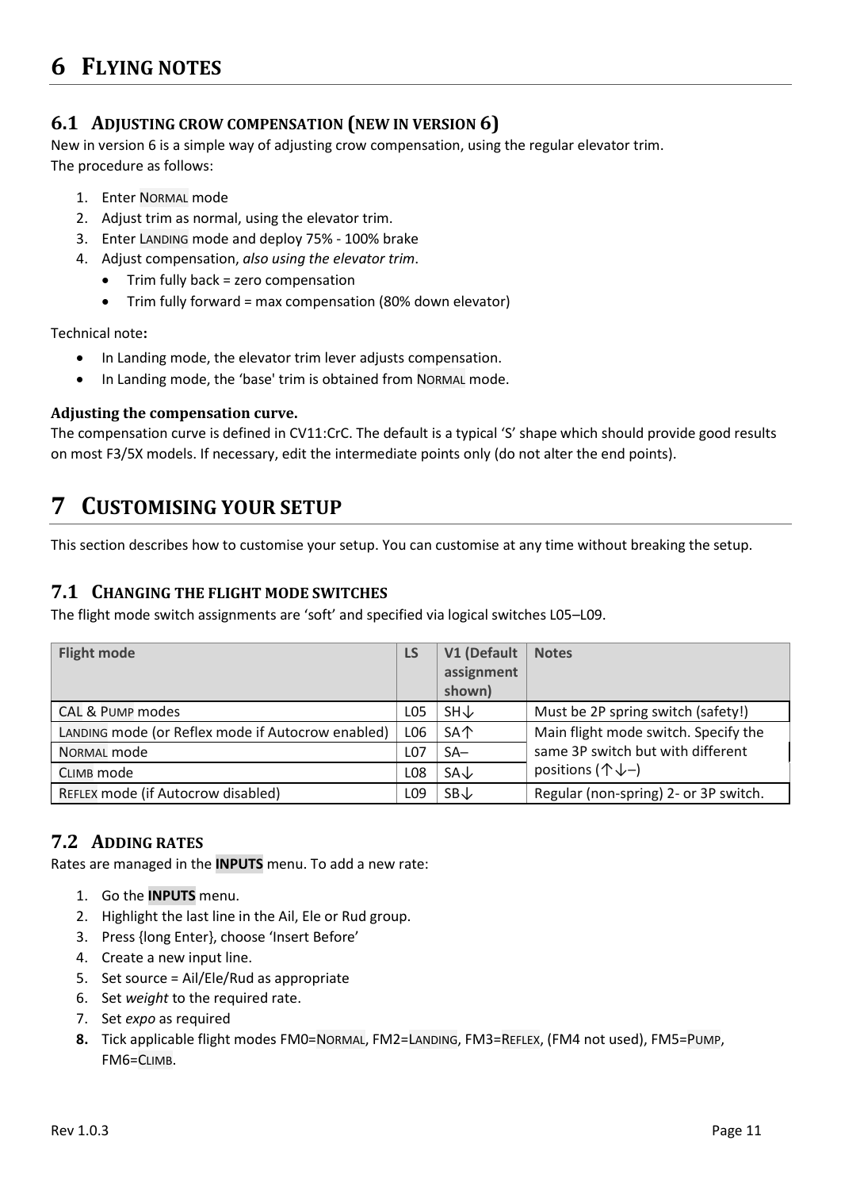# 6 FLYING NOTES

## 6.1 ADJUSTING CROW COMPENSATION (NEW IN VERSION 6)

New in version 6 is a simple way of adjusting crow compensation, using the regular elevator trim.
The procedure as follows:

1. Enter NORMAL mode
2. Adjust trim as normal, using the elevator trim.
3. Enter LANDING mode and deploy 75% - 100% brake
4. Adjust compensation, *also using the elevator trim*.
   - Trim fully back = zero compensation
   - Trim fully forward = max compensation (80% down elevator)

Technical note**:**

- In Landing mode, the elevator trim lever adjusts compensation.
- In Landing mode, the 'base' trim is obtained from NORMAL mode.

**Adjusting the compensation curve.**

The compensation curve is defined in CV11:CrC. The default is a typical 'S' shape which should provide good results on most F3/5X models. If necessary, edit the intermediate points only (do not alter the end points).

# 7 CUSTOMISING YOUR SETUP

This section describes how to customise your setup. You can customise at any time without breaking the setup.

## 7.1 CHANGING THE FLIGHT MODE SWITCHES

The flight mode switch assignments are 'soft' and specified via logical switches L05–L09.

| Flight mode | LS | V1 (Default assignment shown) | Notes |
|---|---|---|---|
| CAL & PUMP modes | L05 | SH↓ | Must be 2P spring switch (safety!) |
| LANDING mode (or Reflex mode if Autocrow enabled) | L06 | SA↑ | Main flight mode switch. Specify the same 3P switch but with different positions (↑↓–) |
| NORMAL mode | L07 | SA– | |
| CLIMB mode | L08 | SA↓ | |
| REFLEX mode (if Autocrow disabled) | L09 | SB↓ | Regular (non-spring) 2- or 3P switch. |

## 7.2 ADDING RATES

Rates are managed in the **INPUTS** menu. To add a new rate:

1. Go the **INPUTS** menu.
2. Highlight the last line in the Ail, Ele or Rud group.
3. Press {long Enter}, choose 'Insert Before'
4. Create a new input line.
5. Set source = Ail/Ele/Rud as appropriate
6. Set *weight* to the required rate.
7. Set *expo* as required
8. Tick applicable flight modes FM0=NORMAL, FM2=LANDING, FM3=REFLEX, (FM4 not used), FM5=PUMP, FM6=CLIMB.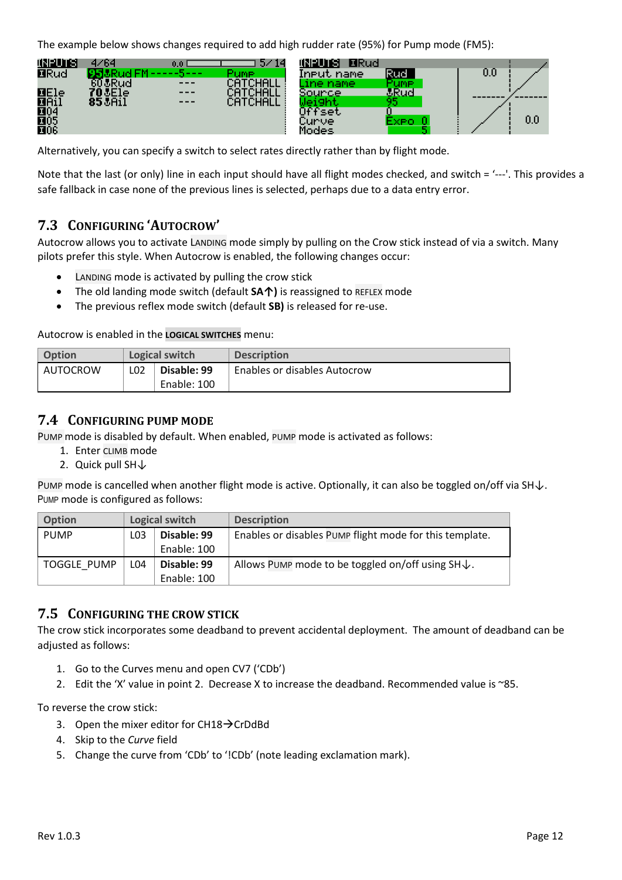The example below shows changes required to add high rudder rate (95%) for Pump mode (FM5):

Alternatively, you can specify a switch to select rates directly rather than by flight mode.

Note that the last (or only) line in each input should have all flight modes checked, and switch = '---'. This provides a safe fallback in case none of the previous lines is selected, perhaps due to a data entry error.

## 7.3 Configuring 'Autocrow'

Autocrow allows you to activate LANDING mode simply by pulling on the Crow stick instead of via a switch. Many pilots prefer this style. When Autocrow is enabled, the following changes occur:

- LANDING mode is activated by pulling the crow stick
- The old landing mode switch (default **SA↑)** is reassigned to REFLEX mode
- The previous reflex mode switch (default **SB)** is released for re-use.

Autocrow is enabled in the **LOGICAL SWITCHES** menu:

| Option | Logical switch | | Description |
|---|---|---|---|
| AUTOCROW | L02 | **Disable: 99** Enable: 100 | Enables or disables Autocrow |

## 7.4 Configuring pump mode

PUMP mode is disabled by default. When enabled, PUMP mode is activated as follows:

1. Enter CLIMB mode
2. Quick pull SH↓

PUMP mode is cancelled when another flight mode is active. Optionally, it can also be toggled on/off via SH↓. PUMP mode is configured as follows:

| Option | Logical switch | | Description |
|---|---|---|---|
| PUMP | L03 | **Disable: 99** Enable: 100 | Enables or disables PUMP flight mode for this template. |
| TOGGLE_PUMP | L04 | **Disable: 99** Enable: 100 | Allows PUMP mode to be toggled on/off using SH↓. |

## 7.5 Configuring the crow stick

The crow stick incorporates some deadband to prevent accidental deployment. The amount of deadband can be adjusted as follows:

1. Go to the Curves menu and open CV7 ('CDb')
2. Edit the 'X' value in point 2. Decrease X to increase the deadband. Recommended value is ~85.

To reverse the crow stick:

3. Open the mixer editor for CH18→CrDdBd
4. Skip to the *Curve* field
5. Change the curve from 'CDb' to '!CDb' (note leading exclamation mark).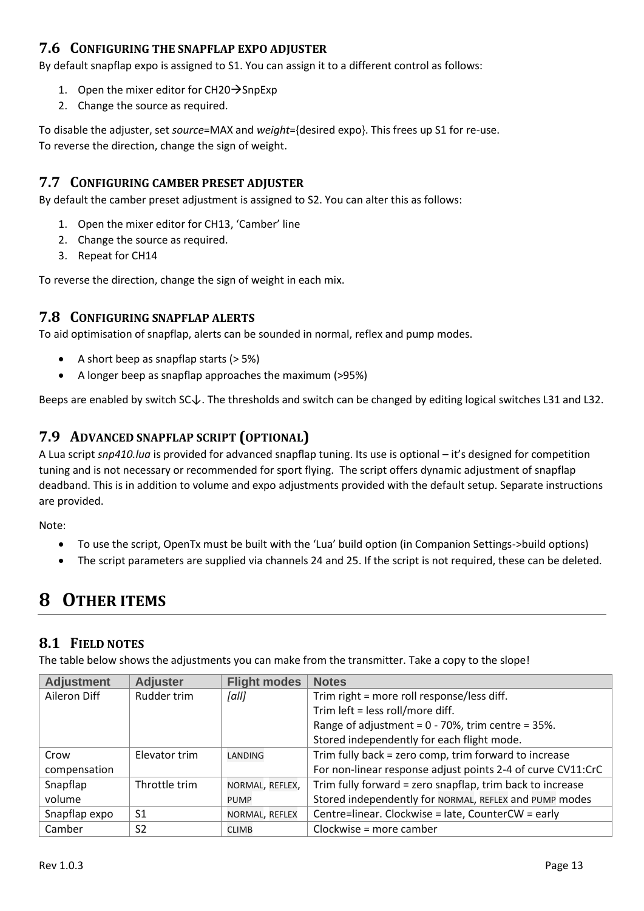### 7.6 Configuring the snapflap expo adjuster

By default snapflap expo is assigned to S1. You can assign it to a different control as follows:

1. Open the mixer editor for CH20→SnpExp
2. Change the source as required.

To disable the adjuster, set *source*=MAX and *weight*={desired expo}. This frees up S1 for re-use.
To reverse the direction, change the sign of weight.

### 7.7 Configuring camber preset adjuster

By default the camber preset adjustment is assigned to S2. You can alter this as follows:

1. Open the mixer editor for CH13, 'Camber' line
2. Change the source as required.
3. Repeat for CH14

To reverse the direction, change the sign of weight in each mix.

### 7.8 Configuring snapflap alerts

To aid optimisation of snapflap, alerts can be sounded in normal, reflex and pump modes.

- A short beep as snapflap starts (> 5%)
- A longer beep as snapflap approaches the maximum (>95%)

Beeps are enabled by switch SC↓. The thresholds and switch can be changed by editing logical switches L31 and L32.

### 7.9 Advanced snapflap script (optional)

A Lua script *snp410.lua* is provided for advanced snapflap tuning. Its use is optional – it's designed for competition tuning and is not necessary or recommended for sport flying. The script offers dynamic adjustment of snapflap deadband. This is in addition to volume and expo adjustments provided with the default setup. Separate instructions are provided.

Note:

- To use the script, OpenTx must be built with the 'Lua' build option (in Companion Settings->build options)
- The script parameters are supplied via channels 24 and 25. If the script is not required, these can be deleted.

# 8 Other items

### 8.1 Field notes

The table below shows the adjustments you can make from the transmitter. Take a copy to the slope!

| Adjustment | Adjuster | Flight modes | Notes |
|---|---|---|---|
| Aileron Diff | Rudder trim | *[all]* | Trim right = more roll response/less diff.<br>Trim left = less roll/more diff.<br>Range of adjustment = 0 - 70%, trim centre = 35%.<br>Stored independently for each flight mode. |
| Crow compensation | Elevator trim | LANDING | Trim fully back = zero comp, trim forward to increase<br>For non-linear response adjust points 2-4 of curve CV11:CrC |
| Snapflap volume | Throttle trim | NORMAL, REFLEX, PUMP | Trim fully forward = zero snapflap, trim back to increase<br>Stored independently for NORMAL, REFLEX and PUMP modes |
| Snapflap expo | S1 | NORMAL, REFLEX | Centre=linear. Clockwise = late, CounterCW = early |
| Camber | S2 | CLIMB | Clockwise = more camber |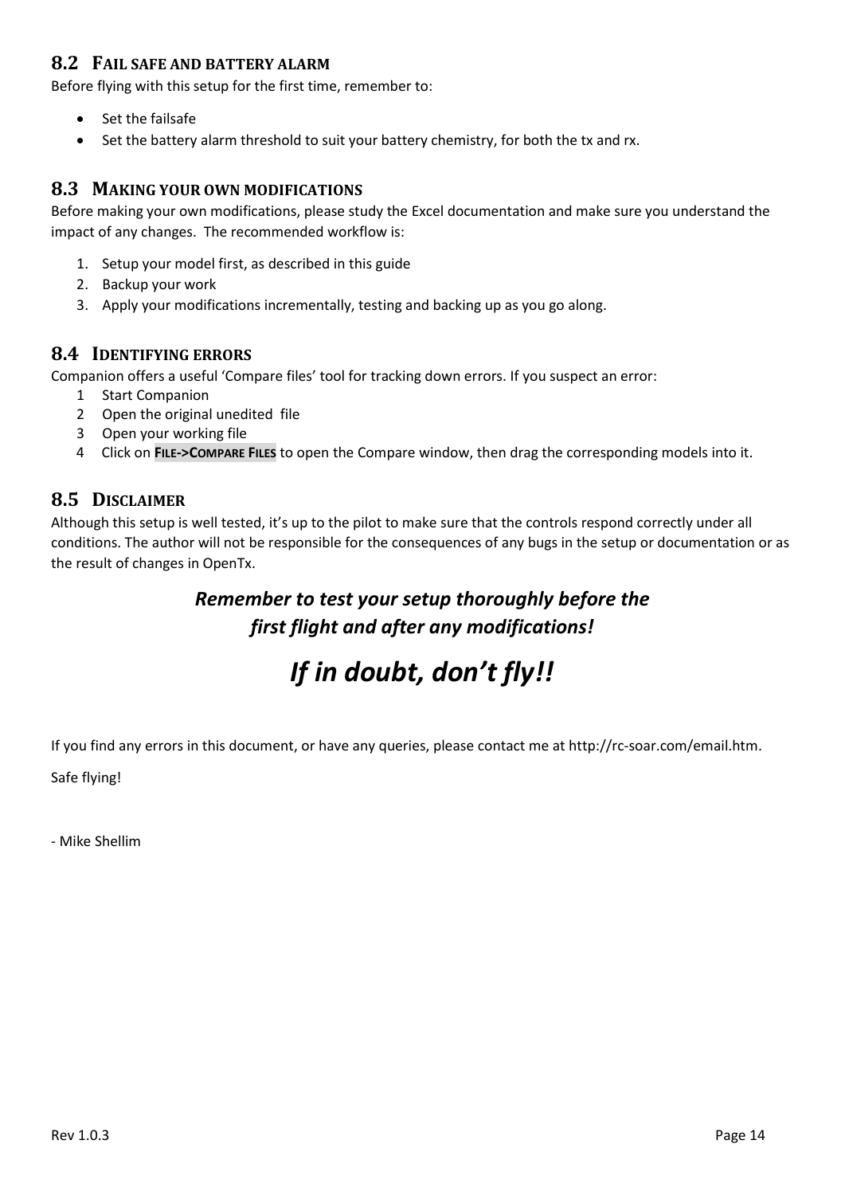## 8.2 Fail safe and battery alarm

Before flying with this setup for the first time, remember to:

- Set the failsafe
- Set the battery alarm threshold to suit your battery chemistry, for both the tx and rx.

## 8.3 Making your own modifications

Before making your own modifications, please study the Excel documentation and make sure you understand the impact of any changes. The recommended workflow is:

1. Setup your model first, as described in this guide
2. Backup your work
3. Apply your modifications incrementally, testing and backing up as you go along.

## 8.4 Identifying errors

Companion offers a useful 'Compare files' tool for tracking down errors. If you suspect an error:

1. Start Companion
2. Open the original unedited file
3. Open your working file
4. Click on **File->Compare Files** to open the Compare window, then drag the corresponding models into it.

## 8.5 Disclaimer

Although this setup is well tested, it's up to the pilot to make sure that the controls respond correctly under all conditions. The author will not be responsible for the consequences of any bugs in the setup or documentation or as the result of changes in OpenTx.

***Remember to test your setup thoroughly before the first flight and after any modifications!***

# ***If in doubt, don't fly!!***

If you find any errors in this document, or have any queries, please contact me at http://rc-soar.com/email.htm.

Safe flying!

- Mike Shellim

Rev 1.0.3